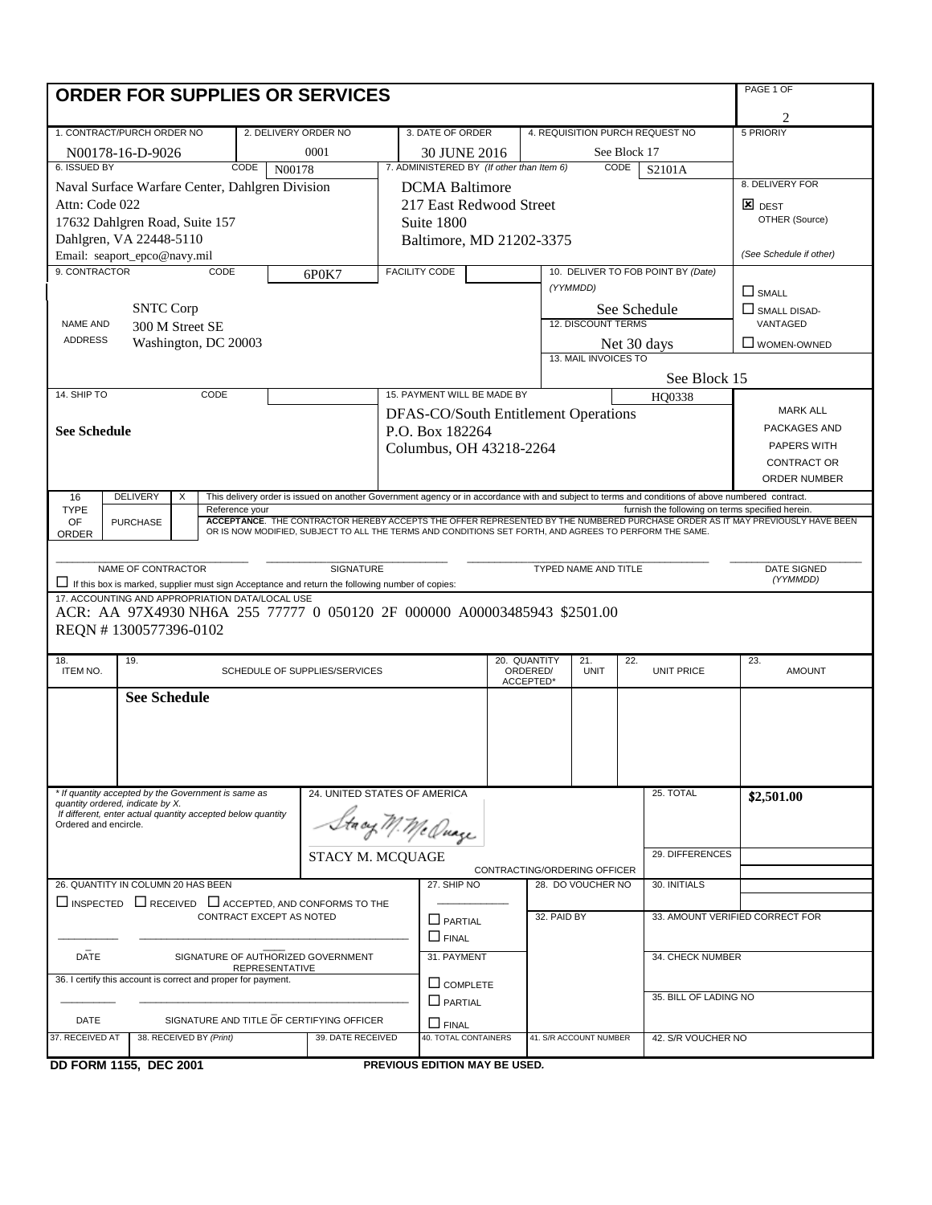# ORDER FOR SUPPLIES OR SERVICES

PAGE 1 OF 2

| 1. CONTRACT/PURCH ORDER NO | 2. DELIVERY ORDER NO | 3. DATE OF ORDER | 4. REQUISITION PURCH REQUEST NO | 5 PRIORIY |
|---|---|---|---|---|
| N00178-16-D-9026 | 0001 | 30 JUNE 2016 | See Block 17 | |

| 6. ISSUED BY CODE N00178 | 7. ADMINISTERED BY (If other than Item 6) CODE S2101A | 8. DELIVERY FOR |
|---|---|---|
| Naval Surface Warfare Center, Dahlgren Division<br>Attn: Code 022<br>17632 Dahlgren Road, Suite 157<br>Dahlgren, VA 22448-5110<br>Email: seaport_epco@navy.mil | DCMA Baltimore<br>217 East Redwood Street<br>Suite 1800<br>Baltimore, MD 21202-3375 | ☒ DEST<br>OTHER (Source)<br>(See Schedule if other) |

| 9. CONTRACTOR CODE 6P0K7 | FACILITY CODE | 10. DELIVER TO FOB POINT BY (Date) (YYMMDD) | |
|---|---|---|---|
| NAME AND ADDRESS: SNTC Corp<br>300 M Street SE<br>Washington, DC 20003 | | See Schedule | ☐ SMALL<br>☐ SMALL DISAD-VANTAGED<br>☐ WOMEN-OWNED |
| | | 12. DISCOUNT TERMS: Net 30 days | |
| | | 13. MAIL INVOICES TO: See Block 15 | |

| 14. SHIP TO CODE | 15. PAYMENT WILL BE MADE BY HQ0338 | |
|---|---|---|
| See Schedule | DFAS-CO/South Entitlement Operations<br>P.O. Box 182264<br>Columbus, OH 43218-2264 | MARK ALL PACKAGES AND PAPERS WITH CONTRACT OR ORDER NUMBER |

16 TYPE OF ORDER

| DELIVERY | X | This delivery order is issued on another Government agency or in accordance with and subject to terms and conditions of above numbered contract. |
|---|---|---|
| PURCHASE | | Reference your ... furnish the following on terms specified herein.<br>ACCEPTANCE. THE CONTRACTOR HEREBY ACCEPTS THE OFFER REPRESENTED BY THE NUMBERED PURCHASE ORDER AS IT MAY PREVIOUSLY HAVE BEEN OR IS NOW MODIFIED, SUBJECT TO ALL THE TERMS AND CONDITIONS SET FORTH, AND AGREES TO PERFORM THE SAME. |

NAME OF CONTRACTOR | SIGNATURE | TYPED NAME AND TITLE | DATE SIGNED (YYMMDD)

☐ If this box is marked, supplier must sign Acceptance and return the following number of copies:

17. ACCOUNTING AND APPROPRIATION DATA/LOCAL USE

ACR: AA 97X4930 NH6A 255 77777 0 050120 2F 000000 A00003485943 $2501.00

REQN # 1300577396-0102

| 18. ITEM NO. | 19. SCHEDULE OF SUPPLIES/SERVICES | 20. QUANTITY ORDERED/ ACCEPTED* | 21. UNIT | 22. UNIT PRICE | 23. AMOUNT |
|---|---|---|---|---|---|
| | **See Schedule** | | | | |

\* If quantity accepted by the Government is same as quantity ordered, indicate by X. If different, enter actual quantity accepted below quantity Ordered and encircle.

24. UNITED STATES OF AMERICA

STACY M. MCQUAGE

CONTRACTING/ORDERING OFFICER

25. TOTAL: **$2,501.00**

29. DIFFERENCES

26. QUANTITY IN COLUMN 20 HAS BEEN

☐ INSPECTED ☐ RECEIVED ☐ ACCEPTED, AND CONFORMS TO THE CONTRACT EXCEPT AS NOTED

DATE | SIGNATURE OF AUTHORIZED GOVERNMENT REPRESENTATIVE

27. SHIP NO | 28. DO VOUCHER NO | 30. INITIALS

☐ PARTIAL ☐ FINAL

32. PAID BY | 33. AMOUNT VERIFIED CORRECT FOR

31. PAYMENT ☐ COMPLETE ☐ PARTIAL ☐ FINAL

34. CHECK NUMBER

35. BILL OF LADING NO

36. I certify this account is correct and proper for payment.

DATE | SIGNATURE AND TITLE OF CERTIFYING OFFICER

| 37. RECEIVED AT | 38. RECEIVED BY (Print) | 39. DATE RECEIVED | 40. TOTAL CONTAINERS | 41. S/R ACCOUNT NUMBER | 42. S/R VOUCHER NO |
|---|---|---|---|---|---|
| | | | | | |

DD FORM 1155, DEC 2001 PREVIOUS EDITION MAY BE USED.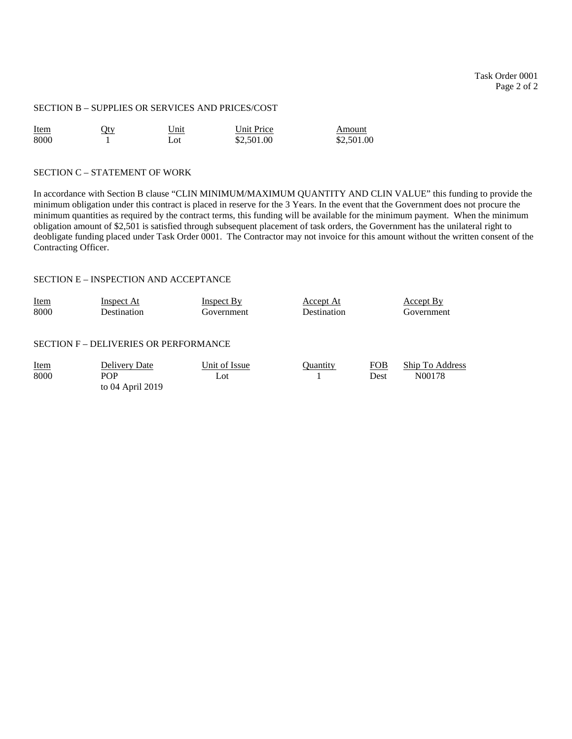## SECTION B – SUPPLIES OR SERVICES AND PRICES/COST

| Item | Qty | Unit | Unit Price | Amount |
|---|---|---|---|---|
| 8000 | 1 | Lot | $2,501.00 | $2,501.00 |

## SECTION C – STATEMENT OF WORK

In accordance with Section B clause "CLIN MINIMUM/MAXIMUM QUANTITY AND CLIN VALUE" this funding to provide the minimum obligation under this contract is placed in reserve for the 3 Years. In the event that the Government does not procure the minimum quantities as required by the contract terms, this funding will be available for the minimum payment. When the minimum obligation amount of $2,501 is satisfied through subsequent placement of task orders, the Government has the unilateral right to deobligate funding placed under Task Order 0001. The Contractor may not invoice for this amount without the written consent of the Contracting Officer.

## SECTION E – INSPECTION AND ACCEPTANCE

| Item | Inspect At | Inspect By | Accept At | Accept By |
|---|---|---|---|---|
| 8000 | Destination | Government | Destination | Government |

## SECTION F – DELIVERIES OR PERFORMANCE

| Item | Delivery Date | Unit of Issue | Quantity | FOB | Ship To Address |
|---|---|---|---|---|---|
| 8000 | POP to 04 April 2019 | Lot | 1 | Dest | N00178 |